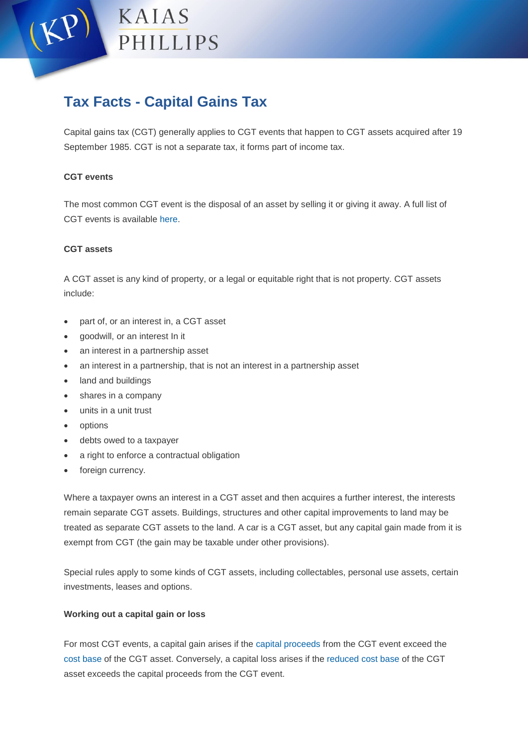# Tax Facts - Capital Gains Tax

Capital gains tax (CGT) generally applies to CGT events that happen to CGT assets acquired after 19 September 1985. CGT is not a separate tax, it forms part of income tax.

### CGT events

The most common CGT event is the disposal of an asset by selling it or giving it away. A full list of CGT events is available here.

### CGT assets

A CGT asset is any kind of property, or a legal or equitable right that is not property. CGT assets include:

- part of, or an interest in, a CGT asset
- goodwill, or an interest In it
- an interest in a partnership asset
- an interest in a partnership, that is not an interest in a partnership asset
- land and buildings
- shares in a company
- units in a unit trust
- options
- debts owed to a taxpayer
- a right to enforce a contractual obligation
- foreign currency.

Where a taxpayer owns an interest in a CGT asset and then acquires a further interest, the interests remain separate CGT assets. Buildings, structures and other capital improvements to land may be treated as separate CGT assets to the land. A car is a CGT asset, but any capital gain made from it is exempt from CGT (the gain may be taxable under other provisions).

Special rules apply to some kinds of CGT assets, including collectables, personal use assets, certain investments, leases and options.

### Working out a capital gain or loss

For most CGT events, a capital gain arises if the capital proceeds from the CGT event exceed the cost base of the CGT asset. Conversely, a capital loss arises if the reduced cost base of the CGT asset exceeds the capital proceeds from the CGT event.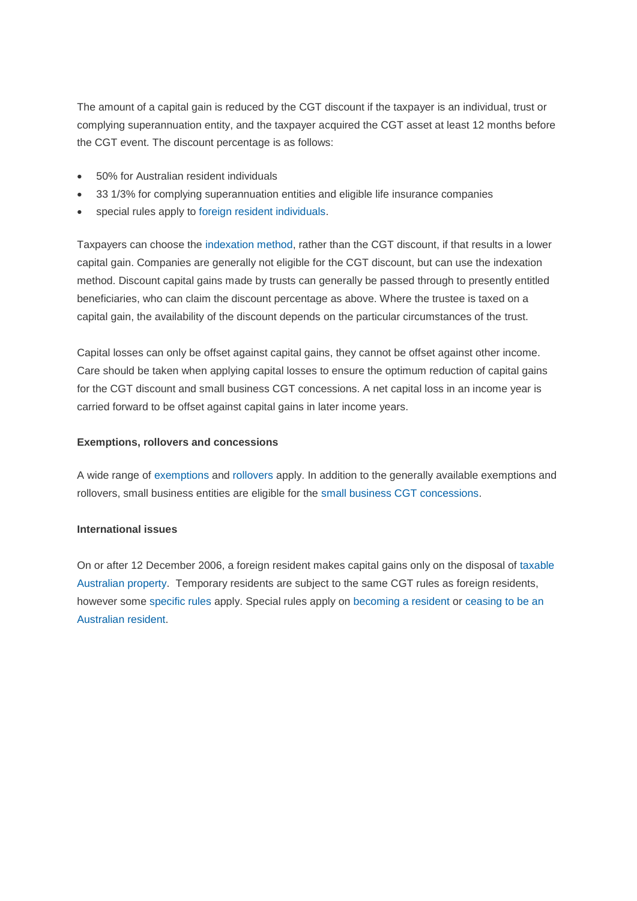The amount of a capital gain is reduced by the CGT discount if the taxpayer is an individual, trust or complying superannuation entity, and the taxpayer acquired the CGT asset at least 12 months before the CGT event. The discount percentage is as follows:

- 50% for Australian resident individuals
- 33 1/3% for complying superannuation entities and eligible life insurance companies
- special rules apply to foreign resident individuals.

Taxpayers can choose the indexation method, rather than the CGT discount, if that results in a lower capital gain. Companies are generally not eligible for the CGT discount, but can use the indexation method. Discount capital gains made by trusts can generally be passed through to presently entitled beneficiaries, who can claim the discount percentage as above. Where the trustee is taxed on a capital gain, the availability of the discount depends on the particular circumstances of the trust.

Capital losses can only be offset against capital gains, they cannot be offset against other income. Care should be taken when applying capital losses to ensure the optimum reduction of capital gains for the CGT discount and small business CGT concessions. A net capital loss in an income year is carried forward to be offset against capital gains in later income years.

**Exemptions, rollovers and concessions**

A wide range of exemptions and rollovers apply. In addition to the generally available exemptions and rollovers, small business entities are eligible for the small business CGT concessions.

**International issues**

On or after 12 December 2006, a foreign resident makes capital gains only on the disposal of taxable Australian property. Temporary residents are subject to the same CGT rules as foreign residents, however some specific rules apply. Special rules apply on becoming a resident or ceasing to be an Australian resident.